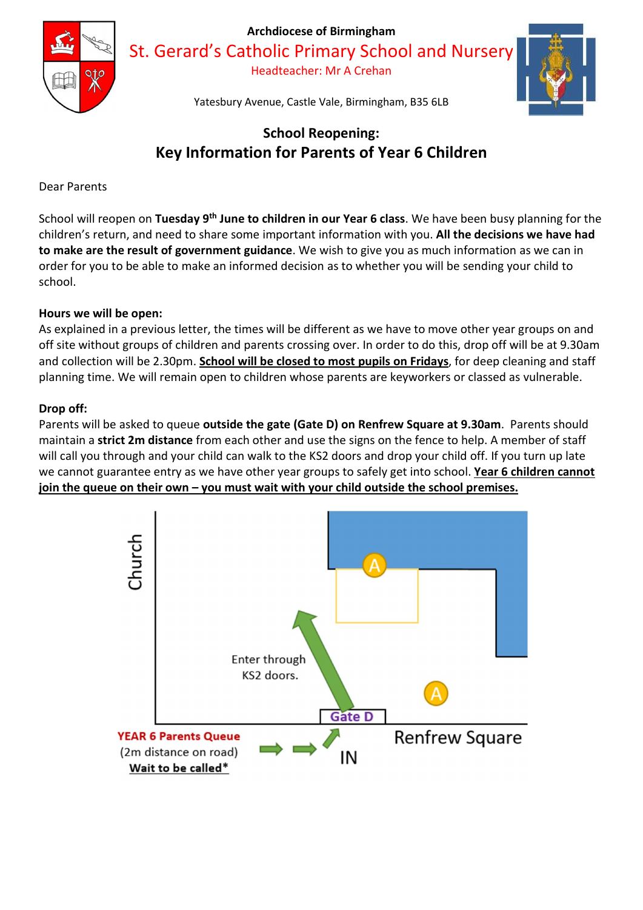Archdiocese of Birmingham

# St. Gerard's Catholic Primary School and Nursery

Headteacher: Mr A Crehan

Yatesbury Avenue, Castle Vale, Birmingham, B35 6LB

## School Reopening:
## Key Information for Parents of Year 6 Children

Dear Parents

School will reopen on **Tuesday 9th June to children in our Year 6 class**. We have been busy planning for the children's return, and need to share some important information with you. **All the decisions we have had to make are the result of government guidance**. We wish to give you as much information as we can in order for you to be able to make an informed decision as to whether you will be sending your child to school.

**Hours we will be open:**
As explained in a previous letter, the times will be different as we have to move other year groups on and off site without groups of children and parents crossing over. In order to do this, drop off will be at 9.30am and collection will be 2.30pm. **School will be closed to most pupils on Fridays**, for deep cleaning and staff planning time. We will remain open to children whose parents are keyworkers or classed as vulnerable.

**Drop off:**
Parents will be asked to queue **outside the gate (Gate D) on Renfrew Square at 9.30am**. Parents should maintain a **strict 2m distance** from each other and use the signs on the fence to help. A member of staff will call you through and your child can walk to the KS2 doors and drop your child off. If you turn up late we cannot guarantee entry as we have other year groups to safely get into school. **Year 6 children cannot join the queue on their own – you must wait with your child outside the school premises.**

Church

A

Enter through KS2 doors.

A

Gate D

Renfrew Square

YEAR 6 Parents Queue
(2m distance on road)
Wait to be called*

IN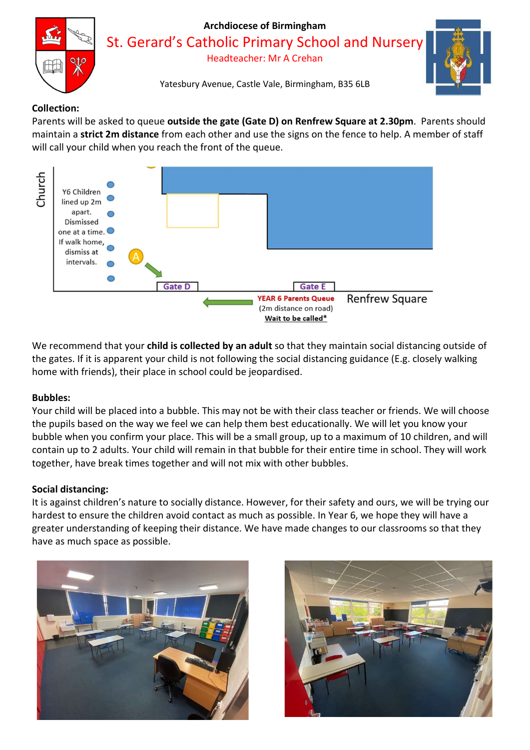Archdiocese of Birmingham

St. Gerard's Catholic Primary School and Nursery

Headteacher: Mr A Crehan

Yatesbury Avenue, Castle Vale, Birmingham, B35 6LB

**Collection:**

Parents will be asked to queue **outside the gate (Gate D) on Renfrew Square at 2.30pm**. Parents should maintain a **strict 2m distance** from each other and use the signs on the fence to help. A member of staff will call your child when you reach the front of the queue.

Church

Y6 Children lined up 2m apart. Dismissed one at a time. If walk home, dismiss at intervals.

A

Gate D

Gate E

YEAR 6 Parents Queue (2m distance on road) Wait to be called*

Renfrew Square

We recommend that your **child is collected by an adult** so that they maintain social distancing outside of the gates. If it is apparent your child is not following the social distancing guidance (E.g. closely walking home with friends), their place in school could be jeopardised.

**Bubbles:**

Your child will be placed into a bubble. This may not be with their class teacher or friends. We will choose the pupils based on the way we feel we can help them best educationally. We will let you know your bubble when you confirm your place. This will be a small group, up to a maximum of 10 children, and will contain up to 2 adults. Your child will remain in that bubble for their entire time in school. They will work together, have break times together and will not mix with other bubbles.

**Social distancing:**

It is against children's nature to socially distance. However, for their safety and ours, we will be trying our hardest to ensure the children avoid contact as much as possible. In Year 6, we hope they will have a greater understanding of keeping their distance. We have made changes to our classrooms so that they have as much space as possible.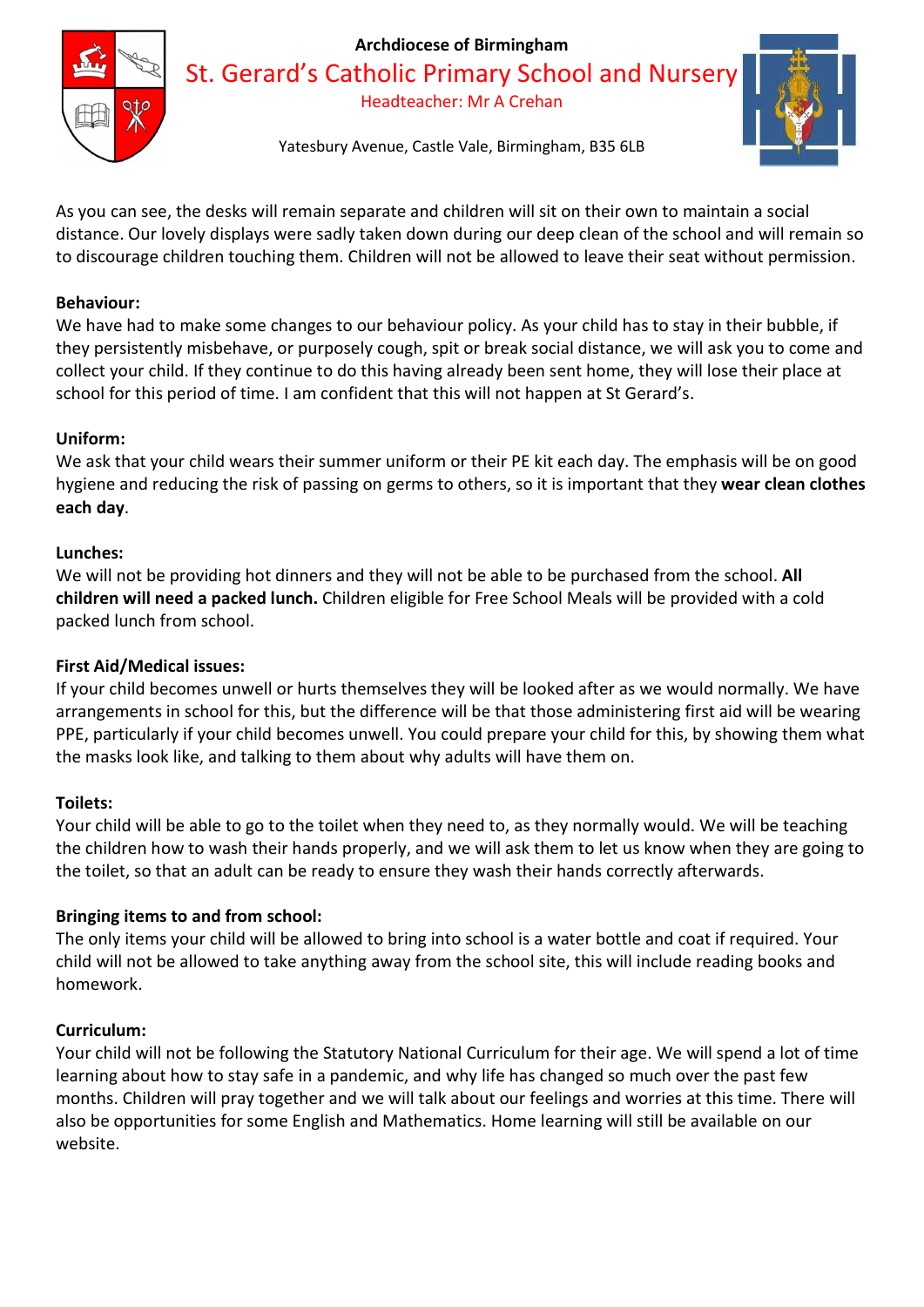Archdiocese of Birmingham

St. Gerard's Catholic Primary School and Nursery

Headteacher: Mr A Crehan

Yatesbury Avenue, Castle Vale, Birmingham, B35 6LB

As you can see, the desks will remain separate and children will sit on their own to maintain a social distance. Our lovely displays were sadly taken down during our deep clean of the school and will remain so to discourage children touching them. Children will not be allowed to leave their seat without permission.

**Behaviour:**

We have had to make some changes to our behaviour policy. As your child has to stay in their bubble, if they persistently misbehave, or purposely cough, spit or break social distance, we will ask you to come and collect your child. If they continue to do this having already been sent home, they will lose their place at school for this period of time. I am confident that this will not happen at St Gerard's.

**Uniform:**

We ask that your child wears their summer uniform or their PE kit each day. The emphasis will be on good hygiene and reducing the risk of passing on germs to others, so it is important that they **wear clean clothes each day**.

**Lunches:**

We will not be providing hot dinners and they will not be able to be purchased from the school. **All children will need a packed lunch.** Children eligible for Free School Meals will be provided with a cold packed lunch from school.

**First Aid/Medical issues:**

If your child becomes unwell or hurts themselves they will be looked after as we would normally. We have arrangements in school for this, but the difference will be that those administering first aid will be wearing PPE, particularly if your child becomes unwell. You could prepare your child for this, by showing them what the masks look like, and talking to them about why adults will have them on.

**Toilets:**

Your child will be able to go to the toilet when they need to, as they normally would. We will be teaching the children how to wash their hands properly, and we will ask them to let us know when they are going to the toilet, so that an adult can be ready to ensure they wash their hands correctly afterwards.

**Bringing items to and from school:**

The only items your child will be allowed to bring into school is a water bottle and coat if required. Your child will not be allowed to take anything away from the school site, this will include reading books and homework.

**Curriculum:**

Your child will not be following the Statutory National Curriculum for their age. We will spend a lot of time learning about how to stay safe in a pandemic, and why life has changed so much over the past few months. Children will pray together and we will talk about our feelings and worries at this time. There will also be opportunities for some English and Mathematics. Home learning will still be available on our website.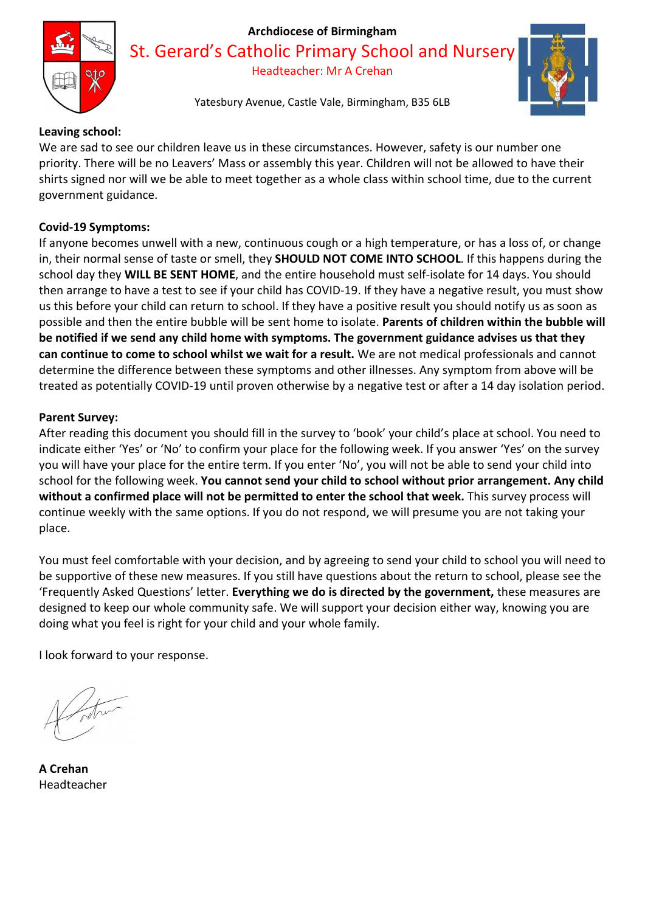**Archdiocese of Birmingham**

St. Gerard's Catholic Primary School and Nursery

Headteacher: Mr A Crehan

Yatesbury Avenue, Castle Vale, Birmingham, B35 6LB

**Leaving school:**

We are sad to see our children leave us in these circumstances. However, safety is our number one priority. There will be no Leavers' Mass or assembly this year. Children will not be allowed to have their shirts signed nor will we be able to meet together as a whole class within school time, due to the current government guidance.

**Covid-19 Symptoms:**

If anyone becomes unwell with a new, continuous cough or a high temperature, or has a loss of, or change in, their normal sense of taste or smell, they **SHOULD NOT COME INTO SCHOOL**. If this happens during the school day they **WILL BE SENT HOME**, and the entire household must self-isolate for 14 days. You should then arrange to have a test to see if your child has COVID-19. If they have a negative result, you must show us this before your child can return to school. If they have a positive result you should notify us as soon as possible and then the entire bubble will be sent home to isolate. **Parents of children within the bubble will be notified if we send any child home with symptoms. The government guidance advises us that they can continue to come to school whilst we wait for a result.** We are not medical professionals and cannot determine the difference between these symptoms and other illnesses. Any symptom from above will be treated as potentially COVID-19 until proven otherwise by a negative test or after a 14 day isolation period.

**Parent Survey:**

After reading this document you should fill in the survey to 'book' your child's place at school. You need to indicate either 'Yes' or 'No' to confirm your place for the following week. If you answer 'Yes' on the survey you will have your place for the entire term. If you enter 'No', you will not be able to send your child into school for the following week. **You cannot send your child to school without prior arrangement. Any child without a confirmed place will not be permitted to enter the school that week.** This survey process will continue weekly with the same options. If you do not respond, we will presume you are not taking your place.

You must feel comfortable with your decision, and by agreeing to send your child to school you will need to be supportive of these new measures. If you still have questions about the return to school, please see the 'Frequently Asked Questions' letter. **Everything we do is directed by the government,** these measures are designed to keep our whole community safe. We will support your decision either way, knowing you are doing what you feel is right for your child and your whole family.

I look forward to your response.

**A Crehan**
Headteacher